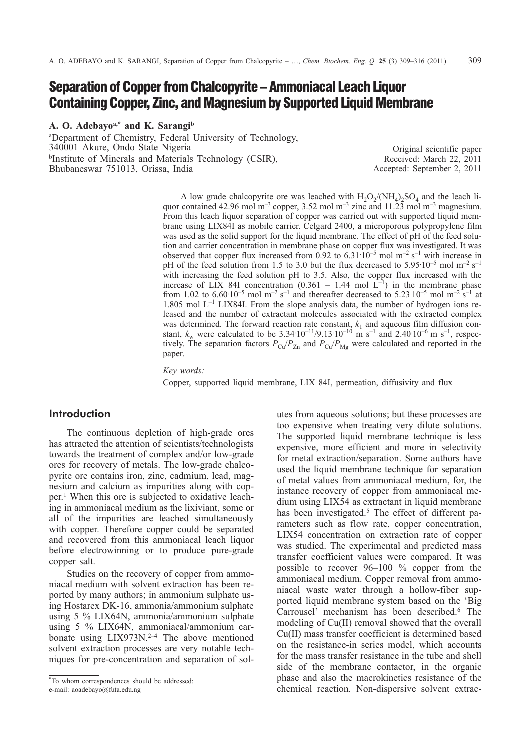# Separation of Copper from Chalcopyrite – Ammoniacal Leach Liquor Containing Copper, Zinc, and Magnesium by Supported Liquid Membrane

**A. O. Adebayo[a,*] and K. Sarangi[b]**

[a]Department of Chemistry, Federal University of Technology, 340001 Akure, Ondo State Nigeria
[b]Institute of Minerals and Materials Technology (CSIR), Bhubaneswar 751013, Orissa, India

Original scientific paper
Received: March 22, 2011
Accepted: September 2, 2011

A low grade chalcopyrite ore was leached with $H_2O_2/(NH_4)_2SO_4$ and the leach liquor contained 42.96 mol m$^{-3}$ copper, 3.52 mol m$^{-3}$ zinc and 11.23 mol m$^{-3}$ magnesium. From this leach liquor separation of copper was carried out with supported liquid membrane using LIX84I as mobile carrier. Celgard 2400, a microporous polypropylene film was used as the solid support for the liquid membrane. The effect of pH of the feed solution and carrier concentration in membrane phase on copper flux was investigated. It was observed that copper flux increased from 0.92 to $6.31 \cdot 10^{-5}$ mol m$^{-2}$ s$^{-1}$ with increase in pH of the feed solution from 1.5 to 3.0 but the flux decreased to $5.95 \cdot 10^{-5}$ mol m$^{-2}$ s$^{-1}$ with increasing the feed solution pH to 3.5. Also, the copper flux increased with the increase of LIX 84I concentration (0.361 – 1.44 mol L$^{-1}$) in the membrane phase from 1.02 to $6.60 \cdot 10^{-5}$ mol m$^{-2}$ s$^{-1}$ and thereafter decreased to $5.23 \cdot 10^{-5}$ mol m$^{-2}$ s$^{-1}$ at 1.805 mol L$^{-1}$ LIX84I. From the slope analysis data, the number of hydrogen ions released and the number of extractant molecules associated with the extracted complex was determined. The forward reaction rate constant, $k_1$ and aqueous film diffusion constant, $k_w$ were calculated to be $3.34 \cdot 10^{-11}/9.13 \cdot 10^{-10}$ m s$^{-1}$ and $2.40 \cdot 10^{-6}$ m s$^{-1}$, respectively. The separation factors $P_{Cu}/P_{Zn}$ and $P_{Cu}/P_{Mg}$ were calculated and reported in the paper.

*Key words:*
Copper, supported liquid membrane, LIX 84I, permeation, diffusivity and flux

## Introduction

The continuous depletion of high-grade ores has attracted the attention of scientists/technologists towards the treatment of complex and/or low-grade ores for recovery of metals. The low-grade chalcopyrite ore contains iron, zinc, cadmium, lead, magnesium and calcium as impurities along with copper.[1] When this ore is subjected to oxidative leaching in ammoniacal medium as the lixiviant, some or all of the impurities are leached simultaneously with copper. Therefore copper could be separated and recovered from this ammoniacal leach liquor before electrowinning or to produce pure-grade copper salt.

Studies on the recovery of copper from ammoniacal medium with solvent extraction has been reported by many authors; in ammonium sulphate using Hostarex DK-16, ammonia/ammonium sulphate using 5 % LIX64N, ammonia/ammonium sulphate using 5 % LIX64N, ammoniacal/ammonium carbonate using LIX973N.[2–4] The above mentioned solvent extraction processes are very notable techniques for pre-concentration and separation of solutes from aqueous solutions; but these processes are too expensive when treating very dilute solutions. The supported liquid membrane technique is less expensive, more efficient and more in selectivity for metal extraction/separation. Some authors have used the liquid membrane technique for separation of metal values from ammoniacal medium, for, the instance recovery of copper from ammoniacal medium using LIX54 as extractant in liquid membrane has been investigated.[5] The effect of different parameters such as flow rate, copper concentration, LIX54 concentration on extraction rate of copper was studied. The experimental and predicted mass transfer coefficient values were compared. It was possible to recover 96–100 % copper from the ammoniacal medium. Copper removal from ammoniacal waste water through a hollow-fiber supported liquid membrane system based on the 'Big Carrousel' mechanism has been described.[6] The modeling of Cu(II) removal showed that the overall Cu(II) mass transfer coefficient is determined based on the resistance-in series model, which accounts for the mass transfer resistance in the tube and shell side of the membrane contactor, in the organic phase and also the macrokinetics resistance of the chemical reaction. Non-dispersive solvent extrac-

*To whom correspondences should be addressed:
e-mail: aoadebayo@futa.edu.ng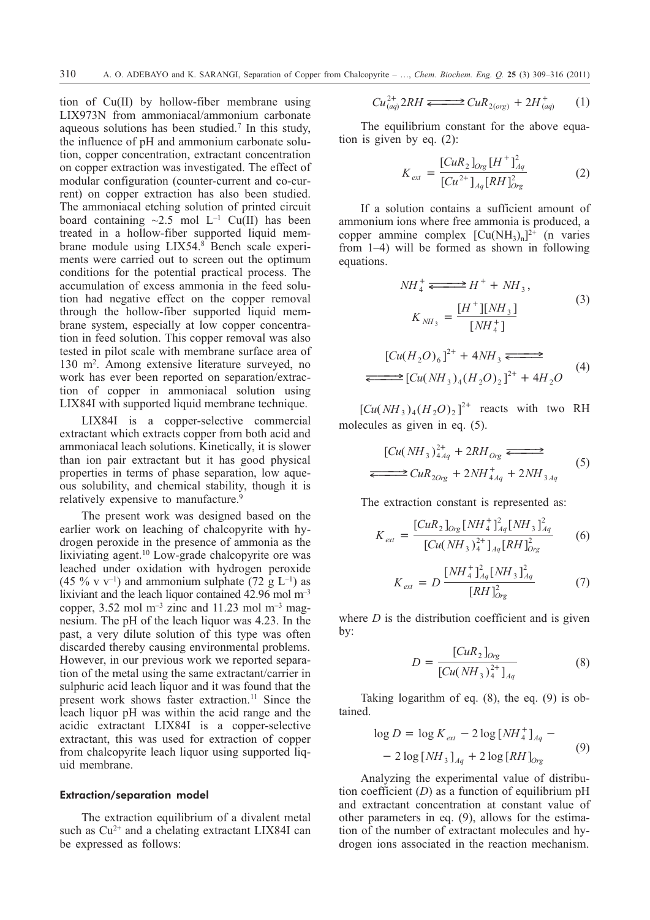tion of Cu(II) by hollow-fiber membrane using LIX973N from ammoniacal/ammonium carbonate aqueous solutions has been studied.[7] In this study, the influence of pH and ammonium carbonate solution, copper concentration, extractant concentration on copper extraction was investigated. The effect of modular configuration (counter-current and co-current) on copper extraction has also been studied. The ammoniacal etching solution of printed circuit board containing ~2.5 mol $L^{-1}$ Cu(II) has been treated in a hollow-fiber supported liquid membrane module using LIX54.[8] Bench scale experiments were carried out to screen out the optimum conditions for the potential practical process. The accumulation of excess ammonia in the feed solution had negative effect on the copper removal through the hollow-fiber supported liquid membrane system, especially at low copper concentration in feed solution. This copper removal was also tested in pilot scale with membrane surface area of 130 $m^2$. Among extensive literature surveyed, no work has ever been reported on separation/extraction of copper in ammoniacal solution using LIX84I with supported liquid membrane technique.

LIX84I is a copper-selective commercial extractant which extracts copper from both acid and ammoniacal leach solutions. Kinetically, it is slower than ion pair extractant but it has good physical properties in terms of phase separation, low aqueous solubility, and chemical stability, though it is relatively expensive to manufacture.[9]

The present work was designed based on the earlier work on leaching of chalcopyrite with hydrogen peroxide in the presence of ammonia as the lixiviating agent.[10] Low-grade chalcopyrite ore was leached under oxidation with hydrogen peroxide (45 % v $v^{-1}$) and ammonium sulphate (72 g $L^{-1}$) as lixiviant and the leach liquor contained 42.96 mol $m^{-3}$ copper, 3.52 mol $m^{-3}$ zinc and 11.23 mol $m^{-3}$ magnesium. The pH of the leach liquor was 4.23. In the past, a very dilute solution of this type was often discarded thereby causing environmental problems. However, in our previous work we reported separation of the metal using the same extractant/carrier in sulphuric acid leach liquor and it was found that the present work shows faster extraction.[11] Since the leach liquor pH was within the acid range and the acidic extractant LIX84I is a copper-selective extractant, this was used for extraction of copper from chalcopyrite leach liquor using supported liquid membrane.

### Extraction/separation model

The extraction equilibrium of a divalent metal such as $Cu^{2+}$ and a chelating extractant LIX84I can be expressed as follows:

$$Cu^{2+}_{(aq)} 2RH \rightleftharpoons CuR_{2(org)} + 2H^{+}_{(aq)} \quad (1)$$

The equilibrium constant for the above equation is given by eq. (2):

$$K_{ext} = \frac{[CuR_2]_{Org}[H^+]^2_{Aq}}{[Cu^{2+}]_{Aq}[RH]^2_{Org}} \quad (2)$$

If a solution contains a sufficient amount of ammonium ions where free ammonia is produced, a copper ammine complex $[Cu(NH_3)_n]^{2+}$ (n varies from 1–4) will be formed as shown in following equations.

$$NH_4^+ \rightleftharpoons H^+ + NH_3, \quad K_{NH_3} = \frac{[H^+][NH_3]}{[NH_4^+]} \quad (3)$$

$$[Cu(H_2O)_6]^{2+} + 4NH_3 \rightleftharpoons [Cu(NH_3)_4(H_2O)_2]^{2+} + 4H_2O \quad (4)$$

$[Cu(NH_3)_4(H_2O)_2]^{2+}$ reacts with two RH molecules as given in eq. (5).

$$[Cu(NH_3)^{2+}_{4Aq} + 2RH_{Org} \rightleftharpoons CuR_{2Org} + 2NH^+_{4Aq} + 2NH_{3Aq} \quad (5)$$

The extraction constant is represented as:

$$K_{ext} = \frac{[CuR_2]_{Org}[NH_4^+]^2_{Aq}[NH_3]^2_{Aq}}{[Cu(NH_3)_4^{2+}]_{Aq}[RH]^2_{Org}} \quad (6)$$

$$K_{ext} = D\frac{[NH_4^+]^2_{Aq}[NH_3]^2_{Aq}}{[RH]^2_{Org}} \quad (7)$$

where $D$ is the distribution coefficient and is given by:

$$D = \frac{[CuR_2]_{Org}}{[Cu(NH_3)_4^{2+}]_{Aq}} \quad (8)$$

Taking logarithm of eq. (8), the eq. (9) is obtained.

$$\log D = \log K_{ext} - 2\log[NH_4^+]_{Aq} - 2\log[NH_3]_{Aq} + 2\log[RH]_{Org} \quad (9)$$

Analyzing the experimental value of distribution coefficient ($D$) as a function of equilibrium pH and extractant concentration at constant value of other parameters in eq. (9), allows for the estimation of the number of extractant molecules and hydrogen ions associated in the reaction mechanism.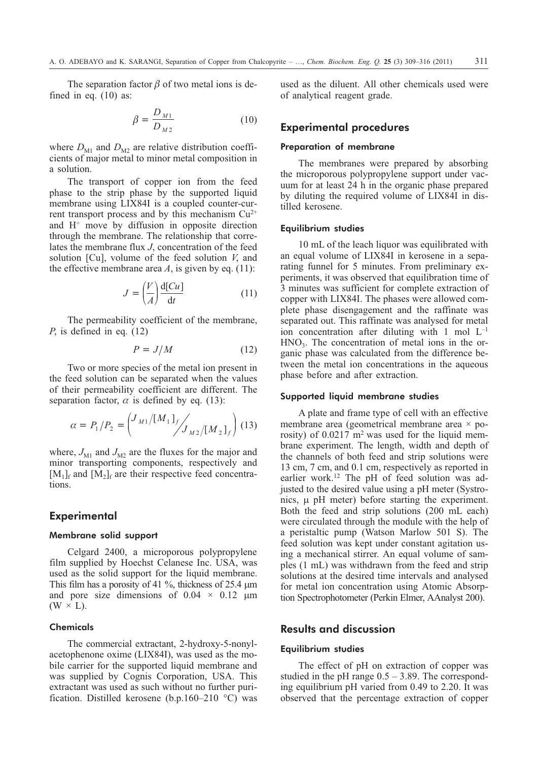The separation factor $\beta$ of two metal ions is defined in eq. (10) as:

$$\beta = \frac{D_{M1}}{D_{M2}} \tag{10}$$

where $D_{M1}$ and $D_{M2}$ are relative distribution coefficients of major metal to minor metal composition in a solution.

The transport of copper ion from the feed phase to the strip phase by the supported liquid membrane using LIX84I is a coupled counter-current transport process and by this mechanism $Cu^{2+}$ and $H^{+}$ move by diffusion in opposite direction through the membrane. The relationship that correlates the membrane flux $J$, concentration of the feed solution [Cu], volume of the feed solution $V$, and the effective membrane area $A$, is given by eq. (11):

$$J = \left(\frac{V}{A}\right)\frac{\mathrm{d}[Cu]}{\mathrm{d}t} \tag{11}$$

The permeability coefficient of the membrane, $P$, is defined in eq. (12)

$$P = J/M \tag{12}$$

Two or more species of the metal ion present in the feed solution can be separated when the values of their permeability coefficient are different. The separation factor, $\alpha$ is defined by eq. (13):

$$\alpha = P_1/P_2 = \left( {J_{M1}/[M_1]_f} \Big/ {J_{M2}/[M_2]_f} \right) \tag{13}$$

where, $J_{M1}$ and $J_{M2}$ are the fluxes for the major and minor transporting components, respectively and $[M_1]_f$ and $[M_2]_f$ are their respective feed concentrations.

## Experimental

### Membrane solid support

Celgard 2400, a microporous polypropylene film supplied by Hoechst Celanese Inc. USA, was used as the solid support for the liquid membrane. This film has a porosity of 41 %, thickness of 25.4 μm and pore size dimensions of 0.04 × 0.12 μm (W × L).

### Chemicals

The commercial extractant, 2-hydroxy-5-nonylacetophenone oxime (LIX84I), was used as the mobile carrier for the supported liquid membrane and was supplied by Cognis Corporation, USA. This extractant was used as such without no further purification. Distilled kerosene (b.p.160–210 °C) was used as the diluent. All other chemicals used were of analytical reagent grade.

## Experimental procedures

### Preparation of membrane

The membranes were prepared by absorbing the microporous polypropylene support under vacuum for at least 24 h in the organic phase prepared by diluting the required volume of LIX84I in distilled kerosene.

### Equilibrium studies

10 mL of the leach liquor was equilibrated with an equal volume of LIX84I in kerosene in a separating funnel for 5 minutes. From preliminary experiments, it was observed that equilibration time of 3 minutes was sufficient for complete extraction of copper with LIX84I. The phases were allowed complete phase disengagement and the raffinate was separated out. This raffinate was analysed for metal ion concentration after diluting with 1 mol $L^{-1}$ $HNO_3$. The concentration of metal ions in the organic phase was calculated from the difference between the metal ion concentrations in the aqueous phase before and after extraction.

### Supported liquid membrane studies

A plate and frame type of cell with an effective membrane area (geometrical membrane area × porosity) of 0.0217 $m^2$ was used for the liquid membrane experiment. The length, width and depth of the channels of both feed and strip solutions were 13 cm, 7 cm, and 0.1 cm, respectively as reported in earlier work.[12] The pH of feed solution was adjusted to the desired value using a pH meter (Systronics, μ pH meter) before starting the experiment. Both the feed and strip solutions (200 mL each) were circulated through the module with the help of a peristaltic pump (Watson Marlow 501 S). The feed solution was kept under constant agitation using a mechanical stirrer. An equal volume of samples (1 mL) was withdrawn from the feed and strip solutions at the desired time intervals and analysed for metal ion concentration using Atomic Absorption Spectrophotometer (Perkin Elmer, AAnalyst 200).

## Results and discussion

### Equilibrium studies

The effect of pH on extraction of copper was studied in the pH range 0.5 – 3.89. The corresponding equilibrium pH varied from 0.49 to 2.20. It was observed that the percentage extraction of copper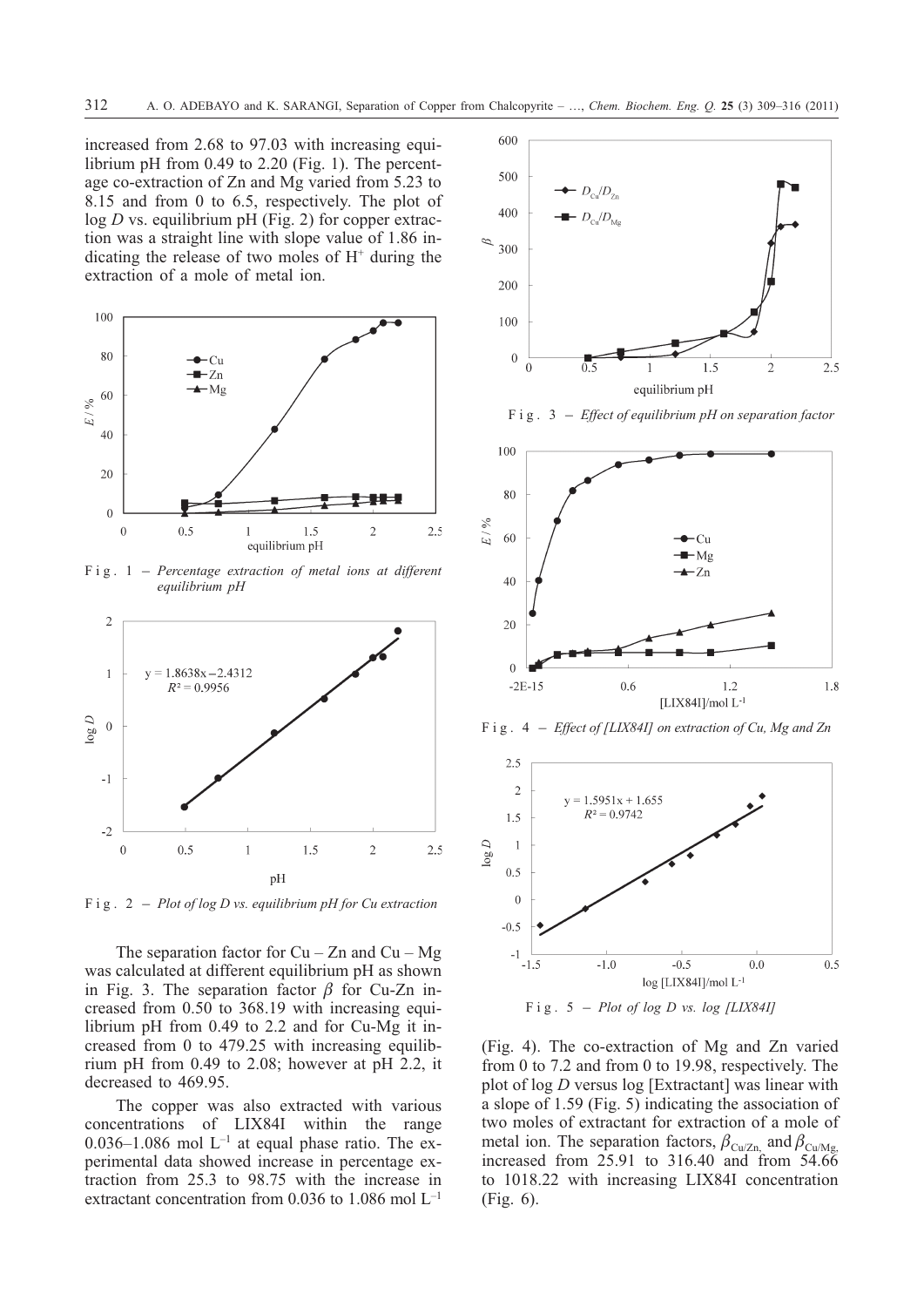increased from 2.68 to 97.03 with increasing equilibrium pH from 0.49 to 2.20 (Fig. 1). The percentage co-extraction of Zn and Mg varied from 5.23 to 8.15 and from 0 to 6.5, respectively. The plot of log $D$ vs. equilibrium pH (Fig. 2) for copper extraction was a straight line with slope value of 1.86 indicating the release of two moles of $H^+$ during the extraction of a mole of metal ion.

Fig. 1 – *Percentage extraction of metal ions at different equilibrium pH*

Fig. 2 – *Plot of log D vs. equilibrium pH for Cu extraction*

The separation factor for Cu – Zn and Cu – Mg was calculated at different equilibrium pH as shown in Fig. 3. The separation factor $\beta$ for Cu-Zn increased from 0.50 to 368.19 with increasing equilibrium pH from 0.49 to 2.2 and for Cu-Mg it increased from 0 to 479.25 with increasing equilibrium pH from 0.49 to 2.08; however at pH 2.2, it decreased to 469.95.

The copper was also extracted with various concentrations of LIX84I within the range 0.036–1.086 mol $L^{-1}$ at equal phase ratio. The experimental data showed increase in percentage extraction from 25.3 to 98.75 with the increase in extractant concentration from 0.036 to 1.086 mol $L^{-1}$ (Fig. 4). The co-extraction of Mg and Zn varied from 0 to 7.2 and from 0 to 19.98, respectively. The plot of log $D$ versus log [Extractant] was linear with a slope of 1.59 (Fig. 5) indicating the association of two moles of extractant for extraction of a mole of metal ion. The separation factors, $\beta_{Cu/Zn}$ and $\beta_{Cu/Mg}$ increased from 25.91 to 316.40 and from 54.66 to 1018.22 with increasing LIX84I concentration (Fig. 6).

Fig. 3 – *Effect of equilibrium pH on separation factor*

Fig. 4 – *Effect of [LIX84I] on extraction of Cu, Mg and Zn*

Fig. 5 – *Plot of log D vs. log [LIX84I]*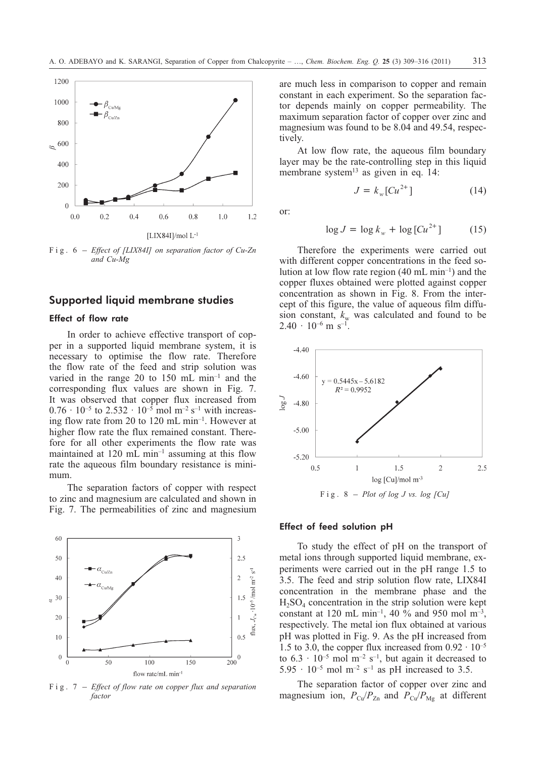Fig. 6 – *Effect of [LIX84I] on separation factor of Cu-Zn and Cu-Mg*

## Supported liquid membrane studies

### Effect of flow rate

In order to achieve effective transport of copper in a supported liquid membrane system, it is necessary to optimise the flow rate. Therefore the flow rate of the feed and strip solution was varied in the range 20 to 150 mL min$^{-1}$ and the corresponding flux values are shown in Fig. 7. It was observed that copper flux increased from $0.76 \cdot 10^{-5}$ to $2.532 \cdot 10^{-5}$ mol m$^{-2}$ s$^{-1}$ with increasing flow rate from 20 to 120 mL min$^{-1}$. However at higher flow rate the flux remained constant. Therefore for all other experiments the flow rate was maintained at 120 mL min$^{-1}$ assuming at this flow rate the aqueous film boundary resistance is minimum.

The separation factors of copper with respect to zinc and magnesium are calculated and shown in Fig. 7. The permeabilities of zinc and magnesium are much less in comparison to copper and remain constant in each experiment. So the separation factor depends mainly on copper permeability. The maximum separation factor of copper over zinc and magnesium was found to be 8.04 and 49.54, respectively.

Fig. 7 – *Effect of flow rate on copper flux and separation factor*

At low flow rate, the aqueous film boundary layer may be the rate-controlling step in this liquid membrane system[13] as given in eq. 14:

$$J = k_w [Cu^{2+}] \tag{14}$$

or:

$$\log J = \log k_w + \log [Cu^{2+}] \tag{15}$$

Therefore the experiments were carried out with different copper concentrations in the feed solution at low flow rate region (40 mL min$^{-1}$) and the copper fluxes obtained were plotted against copper concentration as shown in Fig. 8. From the intercept of this figure, the value of aqueous film diffusion constant, $k_w$ was calculated and found to be $2.40 \cdot 10^{-6}$ m s$^{-1}$.

Fig. 8 – *Plot of log J vs. log [Cu]*

### Effect of feed solution pH

To study the effect of pH on the transport of metal ions through supported liquid membrane, experiments were carried out in the pH range 1.5 to 3.5. The feed and strip solution flow rate, LIX84I concentration in the membrane phase and the $H_2SO_4$ concentration in the strip solution were kept constant at 120 mL min$^{-1}$, 40 % and 950 mol m$^{-3}$, respectively. The metal ion flux obtained at various pH was plotted in Fig. 9. As the pH increased from 1.5 to 3.0, the copper flux increased from $0.92 \cdot 10^{-5}$ to $6.3 \cdot 10^{-5}$ mol m$^{-2}$ s$^{-1}$, but again it decreased to $5.95 \cdot 10^{-5}$ mol m$^{-2}$ s$^{-1}$ as pH increased to 3.5.

The separation factor of copper over zinc and magnesium ion, $P_{Cu}/P_{Zn}$ and $P_{Cu}/P_{Mg}$ at different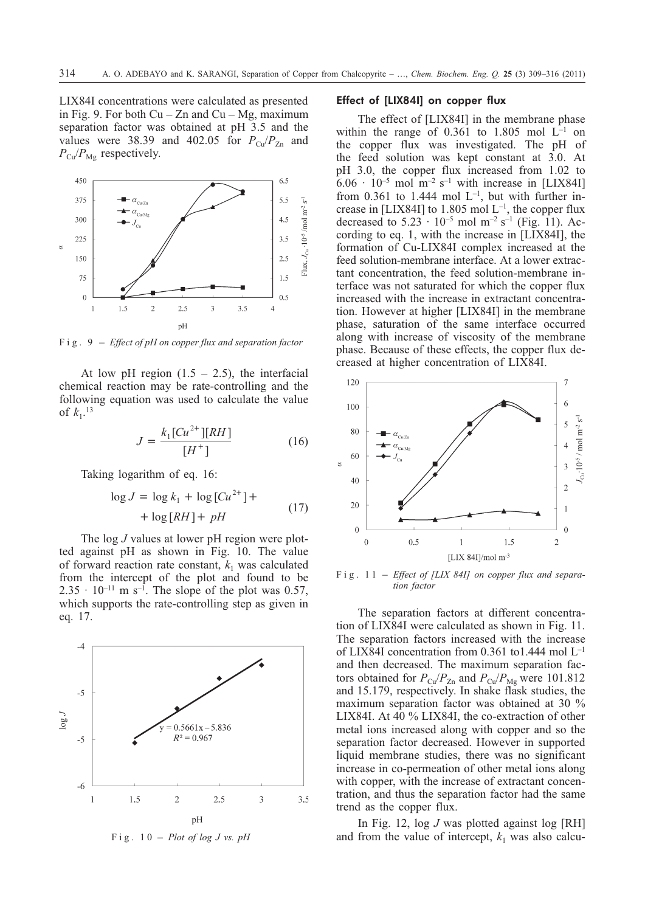LIX84I concentrations were calculated as presented in Fig. 9. For both Cu – Zn and Cu – Mg, maximum separation factor was obtained at pH 3.5 and the values were 38.39 and 402.05 for $P_{Cu}/P_{Zn}$ and $P_{Cu}/P_{Mg}$ respectively.

Fig. 9 – *Effect of pH on copper flux and separation factor*

At low pH region (1.5 – 2.5), the interfacial chemical reaction may be rate-controlling and the following equation was used to calculate the value of $k_1$.[13]

$$J = \frac{k_1 [Cu^{2+}][RH]}{[H^+]} \tag{16}$$

Taking logarithm of eq. 16:

$$\log J = \log k_1 + \log [Cu^{2+}] + \log [RH] + pH \tag{17}$$

The log $J$ values at lower pH region were plotted against pH as shown in Fig. 10. The value of forward reaction rate constant, $k_1$ was calculated from the intercept of the plot and found to be $2.35 \cdot 10^{-11}$ m s$^{-1}$. The slope of the plot was 0.57, which supports the rate-controlling step as given in eq. 17.

Fig. 10 – *Plot of log J vs. pH*

### Effect of [LIX84I] on copper flux

The effect of [LIX84I] in the membrane phase within the range of 0.361 to 1.805 mol L$^{-1}$ on the copper flux was investigated. The pH of the feed solution was kept constant at 3.0. At pH 3.0, the copper flux increased from 1.02 to $6.06 \cdot 10^{-5}$ mol m$^{-2}$ s$^{-1}$ with increase in [LIX84I] from 0.361 to 1.444 mol L$^{-1}$, but with further increase in [LIX84I] to 1.805 mol L$^{-1}$, the copper flux decreased to $5.23 \cdot 10^{-5}$ mol m$^{-2}$ s$^{-1}$ (Fig. 11). According to eq. 1, with the increase in [LIX84I], the formation of Cu-LIX84I complex increased at the feed solution-membrane interface. At a lower extractant concentration, the feed solution-membrane interface was not saturated for which the copper flux increased with the increase in extractant concentration. However at higher [LIX84I] in the membrane phase, saturation of the same interface occurred along with increase of viscosity of the membrane phase. Because of these effects, the copper flux decreased at higher concentration of LIX84I.

Fig. 11 – *Effect of [LIX 84I] on copper flux and separation factor*

The separation factors at different concentration of LIX84I were calculated as shown in Fig. 11. The separation factors increased with the increase of LIX84I concentration from 0.361 to1.444 mol L$^{-1}$ and then decreased. The maximum separation factors obtained for $P_{Cu}/P_{Zn}$ and $P_{Cu}/P_{Mg}$ were 101.812 and 15.179, respectively. In shake flask studies, the maximum separation factor was obtained at 30 % LIX84I. At 40 % LIX84I, the co-extraction of other metal ions increased along with copper and so the separation factor decreased. However in supported liquid membrane studies, there was no significant increase in co-permeation of other metal ions along with copper, with the increase of extractant concentration, and thus the separation factor had the same trend as the copper flux.

In Fig. 12, log $J$ was plotted against log [RH] and from the value of intercept, $k_1$ was also calcu-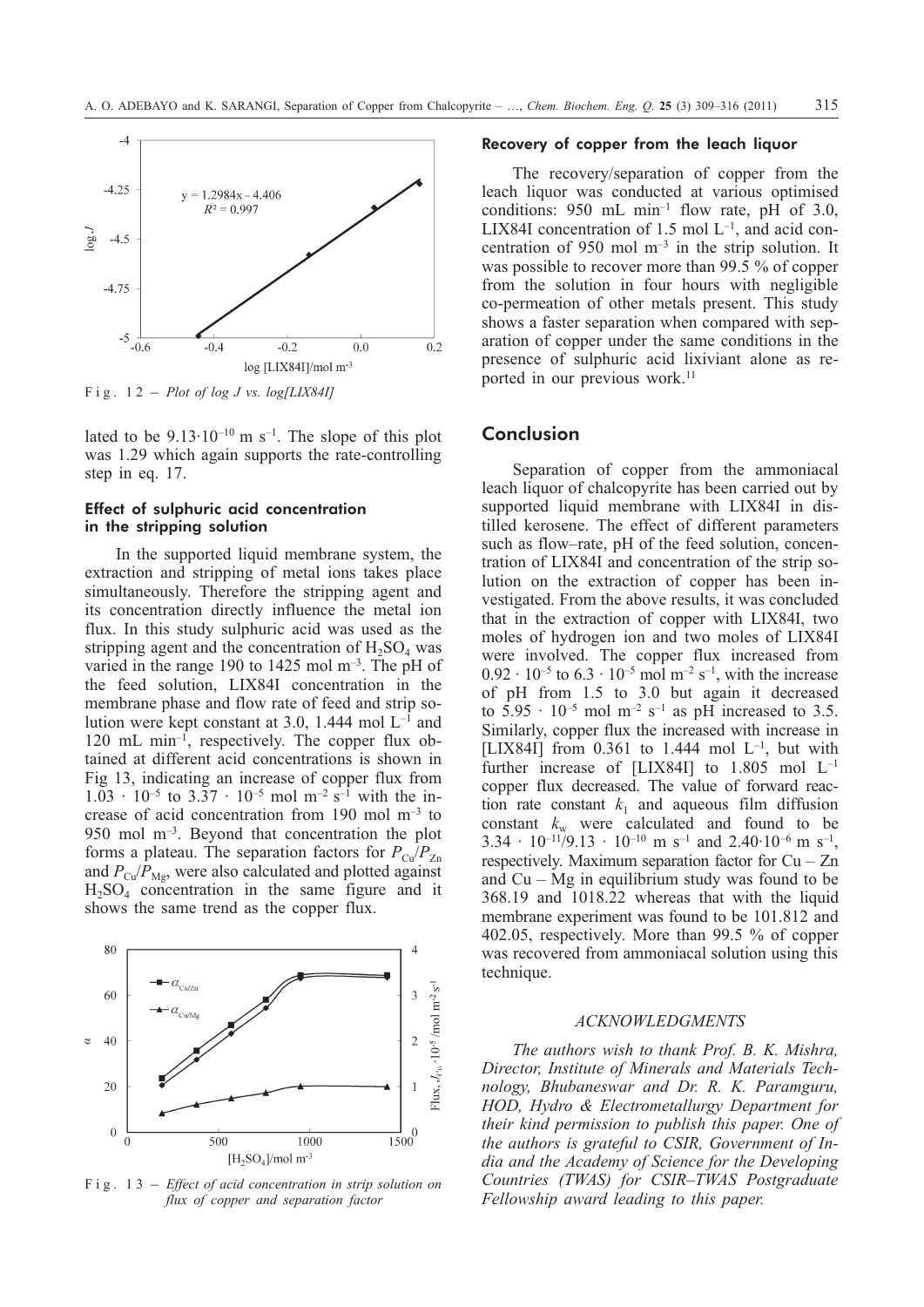Fig. 12 – *Plot of log J vs. log[LIX84I]*

lated to be $9.13 \cdot 10^{-10}$ m s$^{-1}$. The slope of this plot was 1.29 which again supports the rate-controlling step in eq. 17.

### Effect of sulphuric acid concentration in the stripping solution

In the supported liquid membrane system, the extraction and stripping of metal ions takes place simultaneously. Therefore the stripping agent and its concentration directly influence the metal ion flux. In this study sulphuric acid was used as the stripping agent and the concentration of $H_2SO_4$ was varied in the range 190 to 1425 mol m$^{-3}$. The pH of the feed solution, LIX84I concentration in the membrane phase and flow rate of feed and strip solution were kept constant at 3.0, 1.444 mol L$^{-1}$ and 120 mL min$^{-1}$, respectively. The copper flux obtained at different acid concentrations is shown in Fig 13, indicating an increase of copper flux from $1.03 \cdot 10^{-5}$ to $3.37 \cdot 10^{-5}$ mol m$^{-2}$ s$^{-1}$ with the increase of acid concentration from 190 mol m$^{-3}$ to 950 mol m$^{-3}$. Beyond that concentration the plot forms a plateau. The separation factors for $P_{Cu}/P_{Zn}$ and $P_{Cu}/P_{Mg}$, were also calculated and plotted against $H_2SO_4$ concentration in the same figure and it shows the same trend as the copper flux.

Fig. 13 – *Effect of acid concentration in strip solution on flux of copper and separation factor*

### Recovery of copper from the leach liquor

The recovery/separation of copper from the leach liquor was conducted at various optimised conditions: 950 mL min$^{-1}$ flow rate, pH of 3.0, LIX84I concentration of 1.5 mol L$^{-1}$, and acid concentration of 950 mol m$^{-3}$ in the strip solution. It was possible to recover more than 99.5 % of copper from the solution in four hours with negligible co-permeation of other metals present. This study shows a faster separation when compared with separation of copper under the same conditions in the presence of sulphuric acid lixiviant alone as reported in our previous work.[11]

## Conclusion

Separation of copper from the ammoniacal leach liquor of chalcopyrite has been carried out by supported liquid membrane with LIX84I in distilled kerosene. The effect of different parameters such as flow–rate, pH of the feed solution, concentration of LIX84I and concentration of the strip solution on the extraction of copper has been investigated. From the above results, it was concluded that in the extraction of copper with LIX84I, two moles of hydrogen ion and two moles of LIX84I were involved. The copper flux increased from $0.92 \cdot 10^{-5}$ to $6.3 \cdot 10^{-5}$ mol m$^{-2}$ s$^{-1}$, with the increase of pH from 1.5 to 3.0 but again it decreased to $5.95 \cdot 10^{-5}$ mol m$^{-2}$ s$^{-1}$ as pH increased to 3.5. Similarly, copper flux the increased with increase in [LIX84I] from 0.361 to 1.444 mol L$^{-1}$, but with further increase of [LIX84I] to 1.805 mol L$^{-1}$ copper flux decreased. The value of forward reaction rate constant $k_1$ and aqueous film diffusion constant $k_w$ were calculated and found to be $3.34 \cdot 10^{-11}/9.13 \cdot 10^{-10}$ m s$^{-1}$ and $2.40 \cdot 10^{-6}$ m s$^{-1}$, respectively. Maximum separation factor for Cu – Zn and Cu – Mg in equilibrium study was found to be 368.19 and 1018.22 whereas that with the liquid membrane experiment was found to be 101.812 and 402.05, respectively. More than 99.5 % of copper was recovered from ammoniacal solution using this technique.

### ACKNOWLEDGMENTS

*The authors wish to thank Prof. B. K. Mishra, Director, Institute of Minerals and Materials Technology, Bhubaneswar and Dr. R. K. Paramguru, HOD, Hydro & Electrometallurgy Department for their kind permission to publish this paper. One of the authors is grateful to CSIR, Government of India and the Academy of Science for the Developing Countries (TWAS) for CSIR–TWAS Postgraduate Fellowship award leading to this paper.*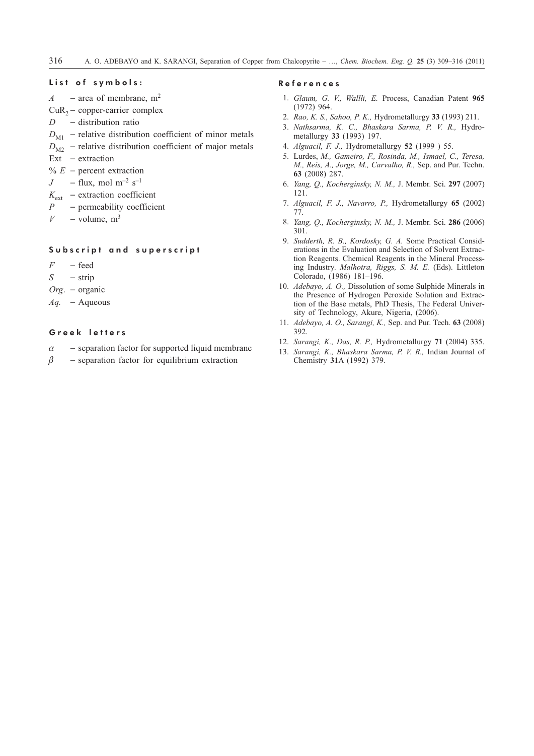## List of symbols:

$A$ – area of membrane, $m^2$

$CuR_2$ – copper-carrier complex

$D$ – distribution ratio

$D_{M1}$ – relative distribution coefficient of minor metals

$D_{M2}$ – relative distribution coefficient of major metals

Ext – extraction

% $E$ – percent extraction

$J$ – flux, mol $m^{-2}$ $s^{-1}$

$K_{ext}$ – extraction coefficient

$P$ – permeability coefficient

$V$ – volume, $m^3$

## Subscript and superscript

$F$ – feed

$S$ – strip

*Org*. – organic

*Aq.* – Aqueous

## Greek letters

$\alpha$ – separation factor for supported liquid membrane

$\beta$ – separation factor for equilibrium extraction

## References

1. *Glaum, G. V., Wallli, E.* Process, Canadian Patent **965** (1972) 964.
2. *Rao, K. S., Sahoo, P. K.,* Hydrometallurgy **33** (1993) 211.
3. *Nathsarma, K. C., Bhaskara Sarma, P. V. R.,* Hydrometallurgy **33** (1993) 197.
4. *Alguacil, F. J.,* Hydrometallurgy **52** (1999 ) 55.
5. Lurdes, *M., Gameiro, F., Rosinda, M., Ismael, C., Teresa, M., Reis, A., Jorge, M., Carvalho, R.,* Sep. and Pur. Techn. **63** (2008) 287.
6. *Yang, Q., Kocherginsky, N. M.,* J. Membr. Sci. **297** (2007) 121.
7. *Alguacil, F. J., Navarro, P.,* Hydrometallurgy **65** (2002) 77.
8. *Yang, Q., Kocherginsky, N. M.,* J. Membr. Sci. **286** (2006) 301.
9. *Sudderth, R. B., Kordosky, G. A.* Some Practical Considerations in the Evaluation and Selection of Solvent Extraction Reagents. Chemical Reagents in the Mineral Processing Industry. *Malhotra, Riggs, S. M. E.* (Eds). Littleton Colorado, (1986) 181–196.
10. *Adebayo, A. O.,* Dissolution of some Sulphide Minerals in the Presence of Hydrogen Peroxide Solution and Extraction of the Base metals, PhD Thesis, The Federal University of Technology, Akure, Nigeria, (2006).
11. *Adebayo, A. O., Sarangi, K.,* Sep. and Pur. Tech. **63** (2008) 392.
12. *Sarangi, K., Das, R. P.,* Hydrometallurgy **71** (2004) 335.
13. *Sarangi, K., Bhaskara Sarma, P. V. R.,* Indian Journal of Chemistry **31**A (1992) 379.